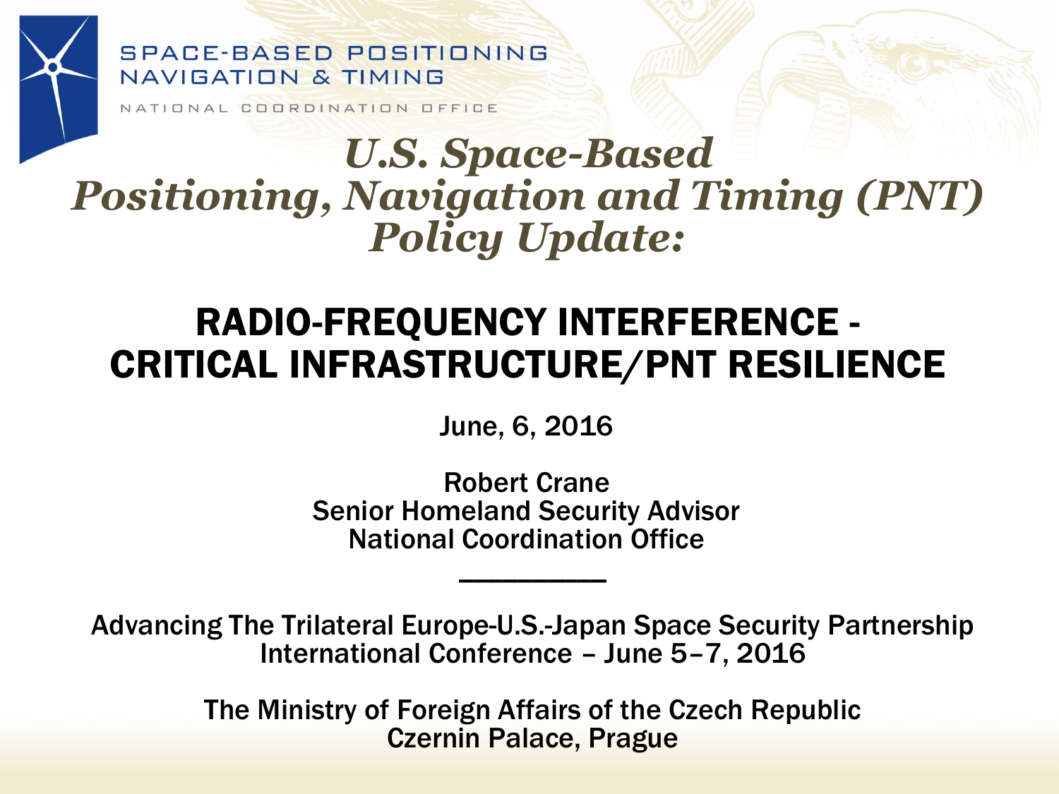SPACE-BASED POSITIONING
NAVIGATION & TIMING

NATIONAL COORDINATION OFFICE

# *U.S. Space-Based Positioning, Navigation and Timing (PNT) Policy Update:*

## RADIO-FREQUENCY INTERFERENCE - CRITICAL INFRASTRUCTURE/PNT RESILIENCE

June, 6, 2016

Robert Crane
Senior Homeland Security Advisor
National Coordination Office

---

Advancing The Trilateral Europe-U.S.-Japan Space Security Partnership
International Conference – June 5–7, 2016

The Ministry of Foreign Affairs of the Czech Republic
Czernin Palace, Prague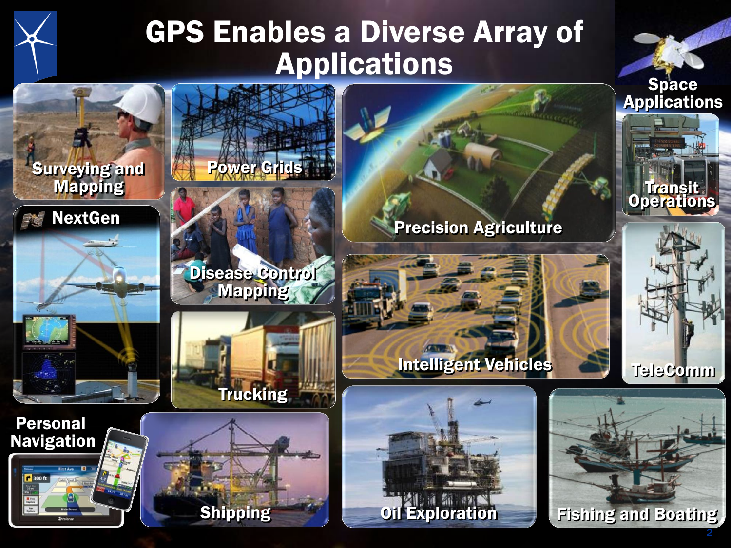# GPS Enables a Diverse Array of Applications

- Surveying and Mapping
- Power Grids
- Precision Agriculture
- Space Applications
- Transit Operations
- NextGen
- Disease Control Mapping
- Intelligent Vehicles
- TeleComm
- Trucking
- Personal Navigation
- Shipping
- Oil Exploration
- Fishing and Boating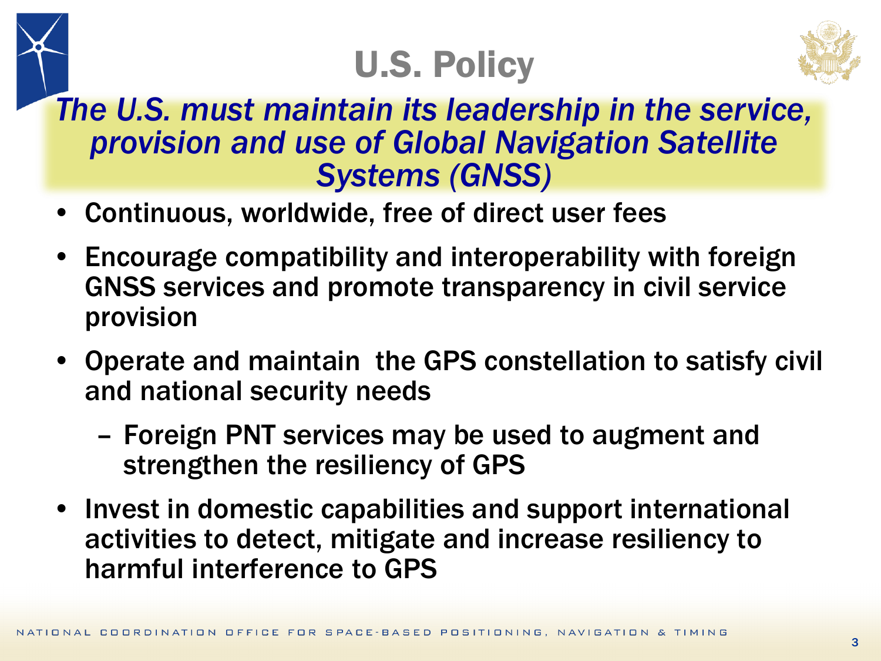# U.S. Policy

*The U.S. must maintain its leadership in the service, provision and use of Global Navigation Satellite Systems (GNSS)*

- **Continuous, worldwide, free of direct user fees**
- **Encourage compatibility and interoperability with foreign GNSS services and promote transparency in civil service provision**
- **Operate and maintain the GPS constellation to satisfy civil and national security needs**
  - **Foreign PNT services may be used to augment and strengthen the resiliency of GPS**
- **Invest in domestic capabilities and support international activities to detect, mitigate and increase resiliency to harmful interference to GPS**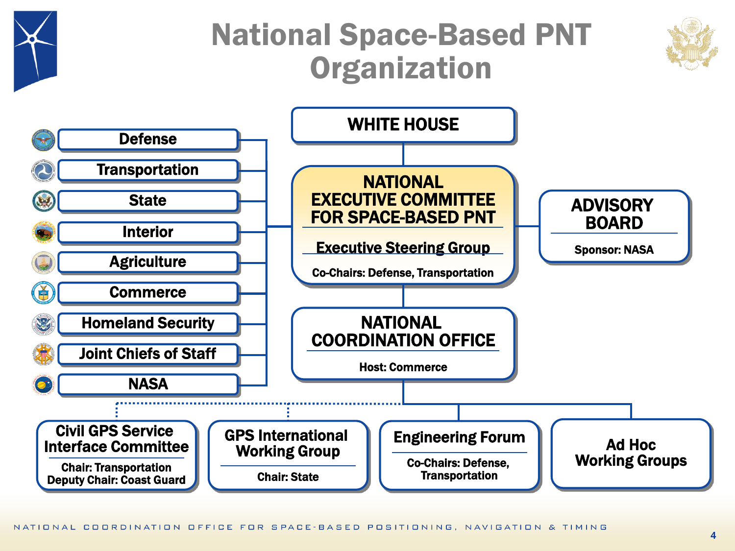# National Space-Based PNT Organization

**WHITE HOUSE**

**NATIONAL EXECUTIVE COMMITTEE FOR SPACE-BASED PNT**

**Executive Steering Group**

Co-Chairs: Defense, Transportation

Member agencies:

- Defense
- Transportation
- State
- Interior
- Agriculture
- Commerce
- Homeland Security
- Joint Chiefs of Staff
- NASA

**ADVISORY BOARD**

Sponsor: NASA

**NATIONAL COORDINATION OFFICE**

Host: Commerce

**Civil GPS Service Interface Committee**

Chair: Transportation
Deputy Chair: Coast Guard

**GPS International Working Group**

Chair: State

**Engineering Forum**

Co-Chairs: Defense, Transportation

**Ad Hoc Working Groups**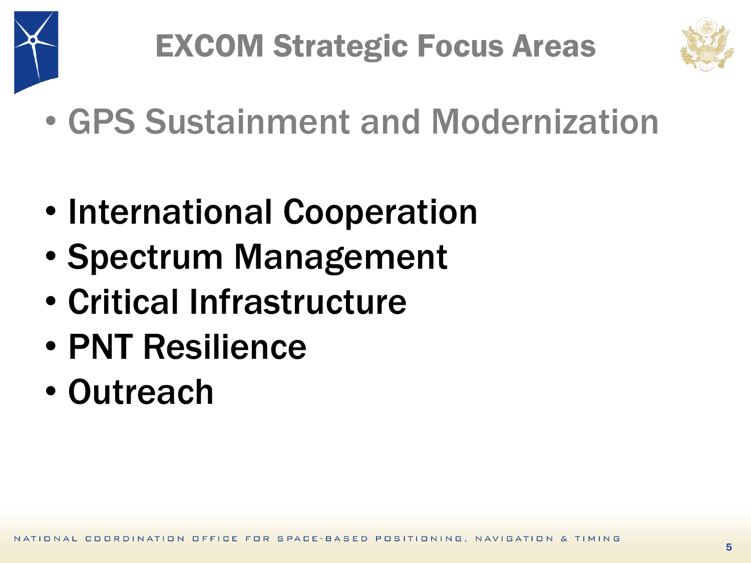# EXCOM Strategic Focus Areas

- GPS Sustainment and Modernization

- International Cooperation
- Spectrum Management
- Critical Infrastructure
- PNT Resilience
- Outreach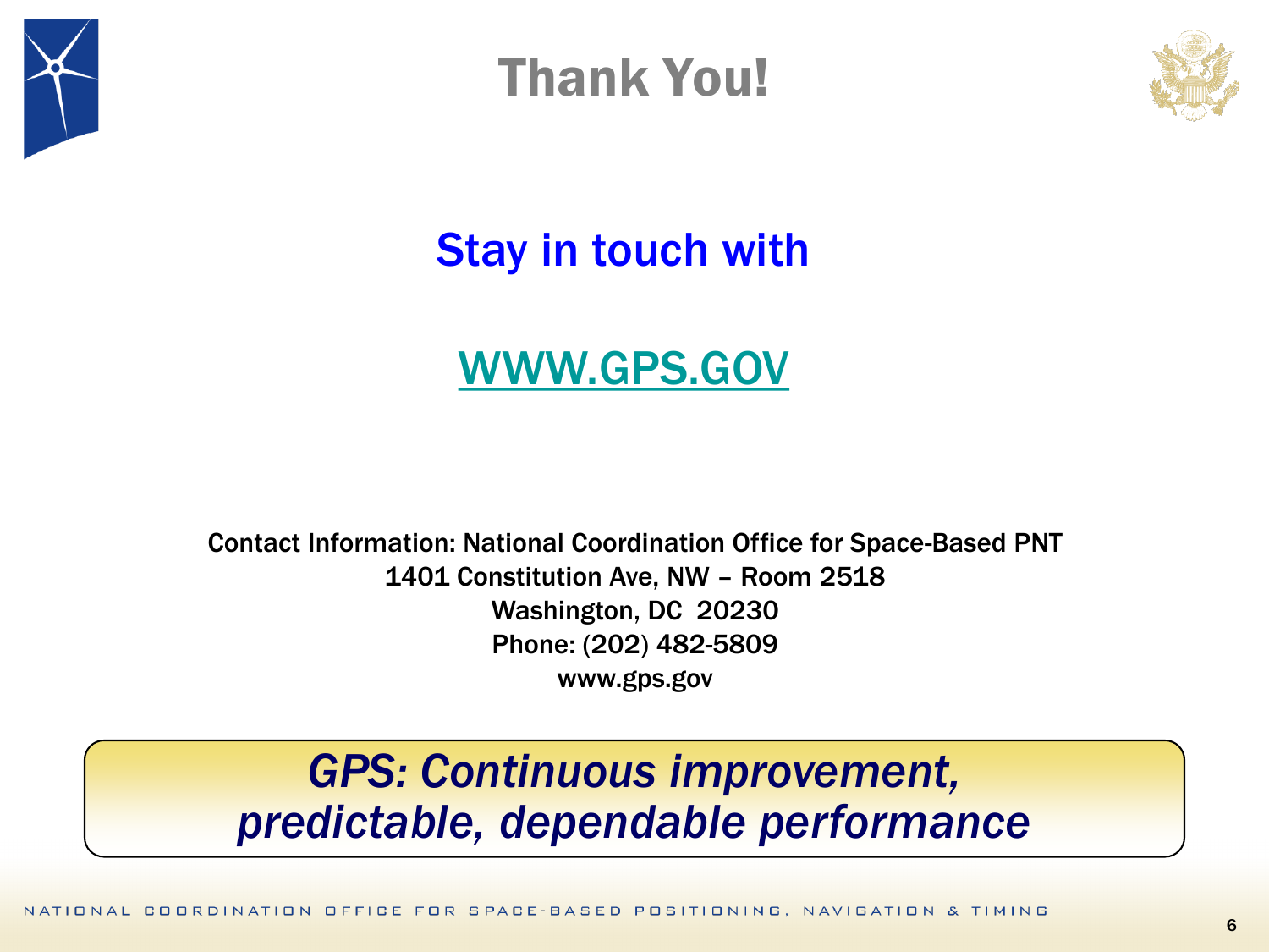# Thank You!

## Stay in touch with

## WWW.GPS.GOV

Contact Information: National Coordination Office for Space-Based PNT
1401 Constitution Ave, NW – Room 2518
Washington, DC 20230
Phone: (202) 482-5809
www.gps.gov

***GPS: Continuous improvement, predictable, dependable performance***